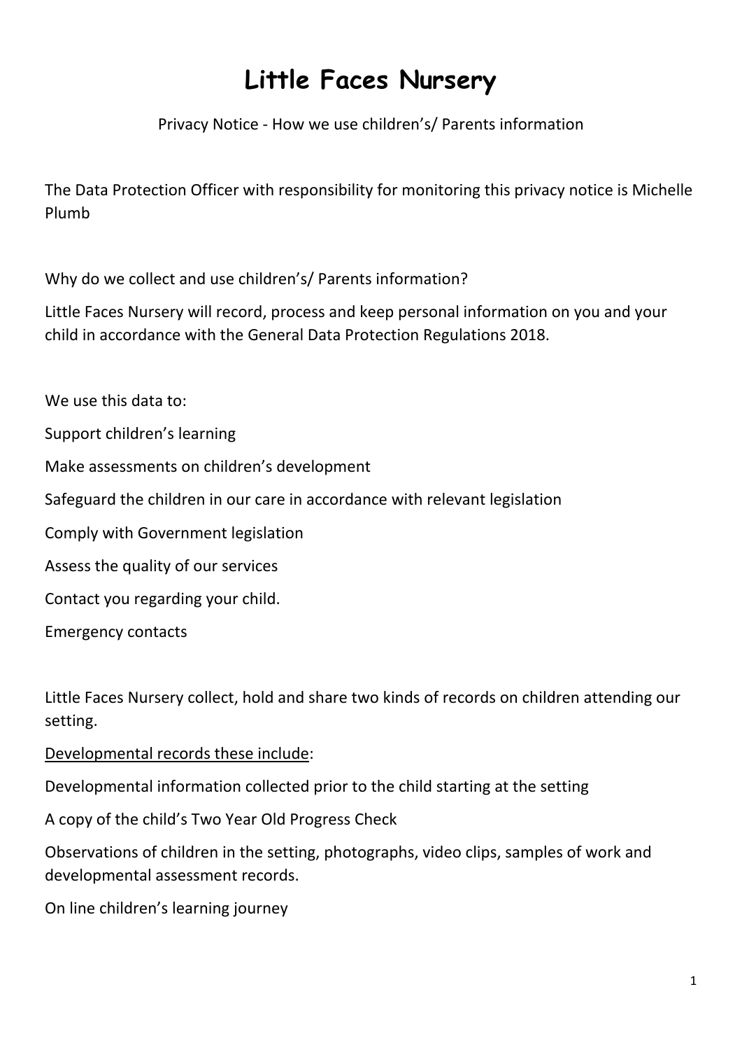# Little Faces Nursery

Privacy Notice - How we use children's/ Parents information

The Data Protection Officer with responsibility for monitoring this privacy notice is Michelle Plumb

Why do we collect and use children's/ Parents information?

Little Faces Nursery will record, process and keep personal information on you and your child in accordance with the General Data Protection Regulations 2018.

We use this data to:

Support children's learning

Make assessments on children's development

Safeguard the children in our care in accordance with relevant legislation

Comply with Government legislation

Assess the quality of our services

Contact you regarding your child.

Emergency contacts

Little Faces Nursery collect, hold and share two kinds of records on children attending our setting.

<u>Developmental records these include</u>:

Developmental information collected prior to the child starting at the setting

A copy of the child's Two Year Old Progress Check

Observations of children in the setting, photographs, video clips, samples of work and developmental assessment records.

On line children's learning journey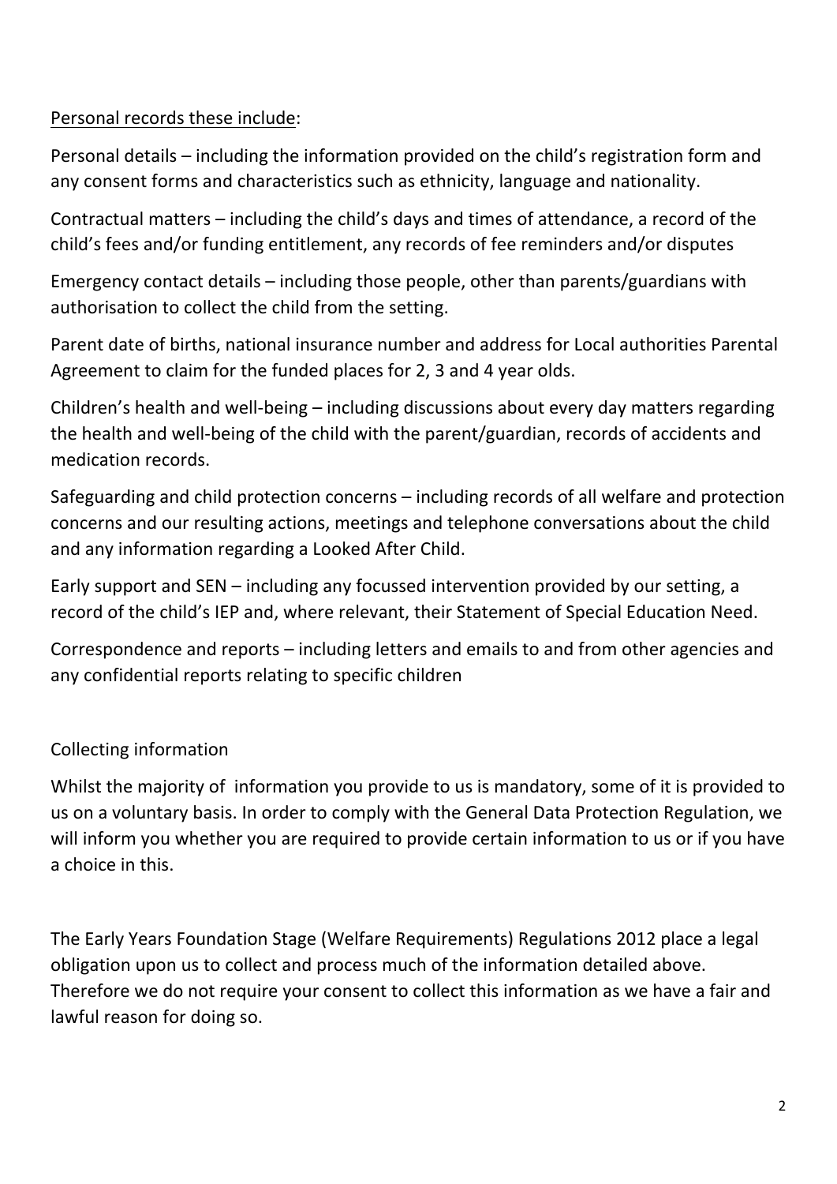Personal records these include:

Personal details – including the information provided on the child's registration form and any consent forms and characteristics such as ethnicity, language and nationality.

Contractual matters – including the child's days and times of attendance, a record of the child's fees and/or funding entitlement, any records of fee reminders and/or disputes

Emergency contact details – including those people, other than parents/guardians with authorisation to collect the child from the setting.

Parent date of births, national insurance number and address for Local authorities Parental Agreement to claim for the funded places for 2, 3 and 4 year olds.

Children's health and well-being – including discussions about every day matters regarding the health and well-being of the child with the parent/guardian, records of accidents and medication records.

Safeguarding and child protection concerns – including records of all welfare and protection concerns and our resulting actions, meetings and telephone conversations about the child and any information regarding a Looked After Child.

Early support and SEN – including any focussed intervention provided by our setting, a record of the child's IEP and, where relevant, their Statement of Special Education Need.

Correspondence and reports – including letters and emails to and from other agencies and any confidential reports relating to specific children

Collecting information

Whilst the majority of information you provide to us is mandatory, some of it is provided to us on a voluntary basis. In order to comply with the General Data Protection Regulation, we will inform you whether you are required to provide certain information to us or if you have a choice in this.

The Early Years Foundation Stage (Welfare Requirements) Regulations 2012 place a legal obligation upon us to collect and process much of the information detailed above. Therefore we do not require your consent to collect this information as we have a fair and lawful reason for doing so.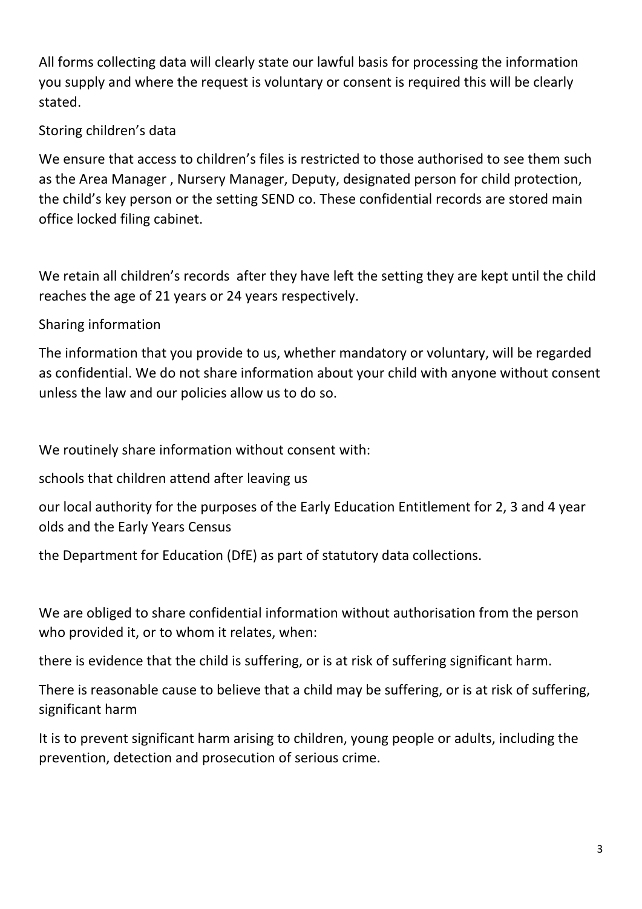All forms collecting data will clearly state our lawful basis for processing the information you supply and where the request is voluntary or consent is required this will be clearly stated.

## Storing children's data

We ensure that access to children's files is restricted to those authorised to see them such as the Area Manager , Nursery Manager, Deputy, designated person for child protection, the child's key person or the setting SEND co. These confidential records are stored main office locked filing cabinet.

We retain all children's records after they have left the setting they are kept until the child reaches the age of 21 years or 24 years respectively.

## Sharing information

The information that you provide to us, whether mandatory or voluntary, will be regarded as confidential. We do not share information about your child with anyone without consent unless the law and our policies allow us to do so.

We routinely share information without consent with:

schools that children attend after leaving us

our local authority for the purposes of the Early Education Entitlement for 2, 3 and 4 year olds and the Early Years Census

the Department for Education (DfE) as part of statutory data collections.

We are obliged to share confidential information without authorisation from the person who provided it, or to whom it relates, when:

there is evidence that the child is suffering, or is at risk of suffering significant harm.

There is reasonable cause to believe that a child may be suffering, or is at risk of suffering, significant harm

It is to prevent significant harm arising to children, young people or adults, including the prevention, detection and prosecution of serious crime.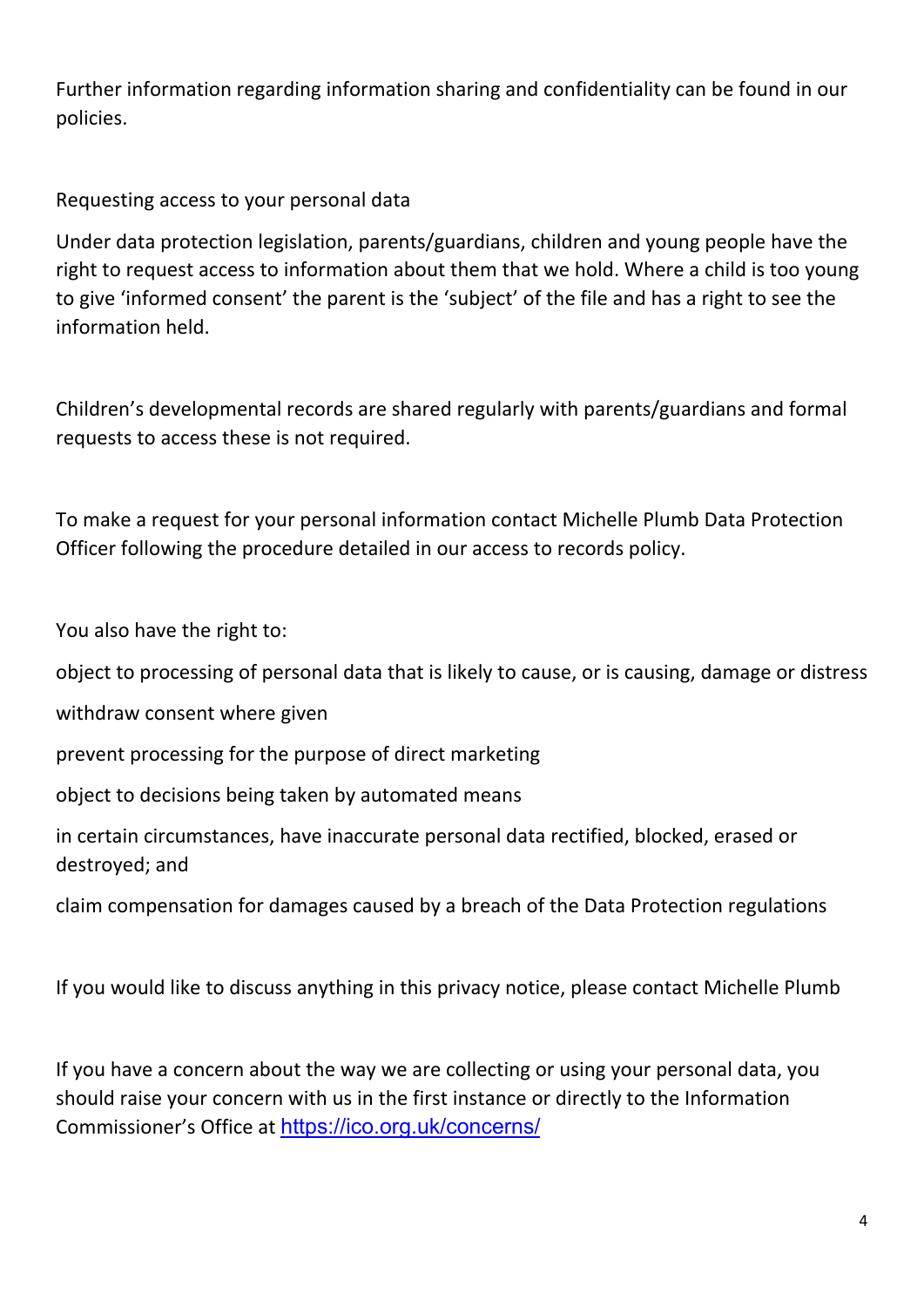Further information regarding information sharing and confidentiality can be found in our policies.

## Requesting access to your personal data

Under data protection legislation, parents/guardians, children and young people have the right to request access to information about them that we hold. Where a child is too young to give 'informed consent' the parent is the 'subject' of the file and has a right to see the information held.

Children's developmental records are shared regularly with parents/guardians and formal requests to access these is not required.

To make a request for your personal information contact Michelle Plumb Data Protection Officer following the procedure detailed in our access to records policy.

You also have the right to:

- object to processing of personal data that is likely to cause, or is causing, damage or distress
- withdraw consent where given
- prevent processing for the purpose of direct marketing
- object to decisions being taken by automated means
- in certain circumstances, have inaccurate personal data rectified, blocked, erased or destroyed; and
- claim compensation for damages caused by a breach of the Data Protection regulations

If you would like to discuss anything in this privacy notice, please contact Michelle Plumb

If you have a concern about the way we are collecting or using your personal data, you should raise your concern with us in the first instance or directly to the Information Commissioner's Office at https://ico.org.uk/concerns/